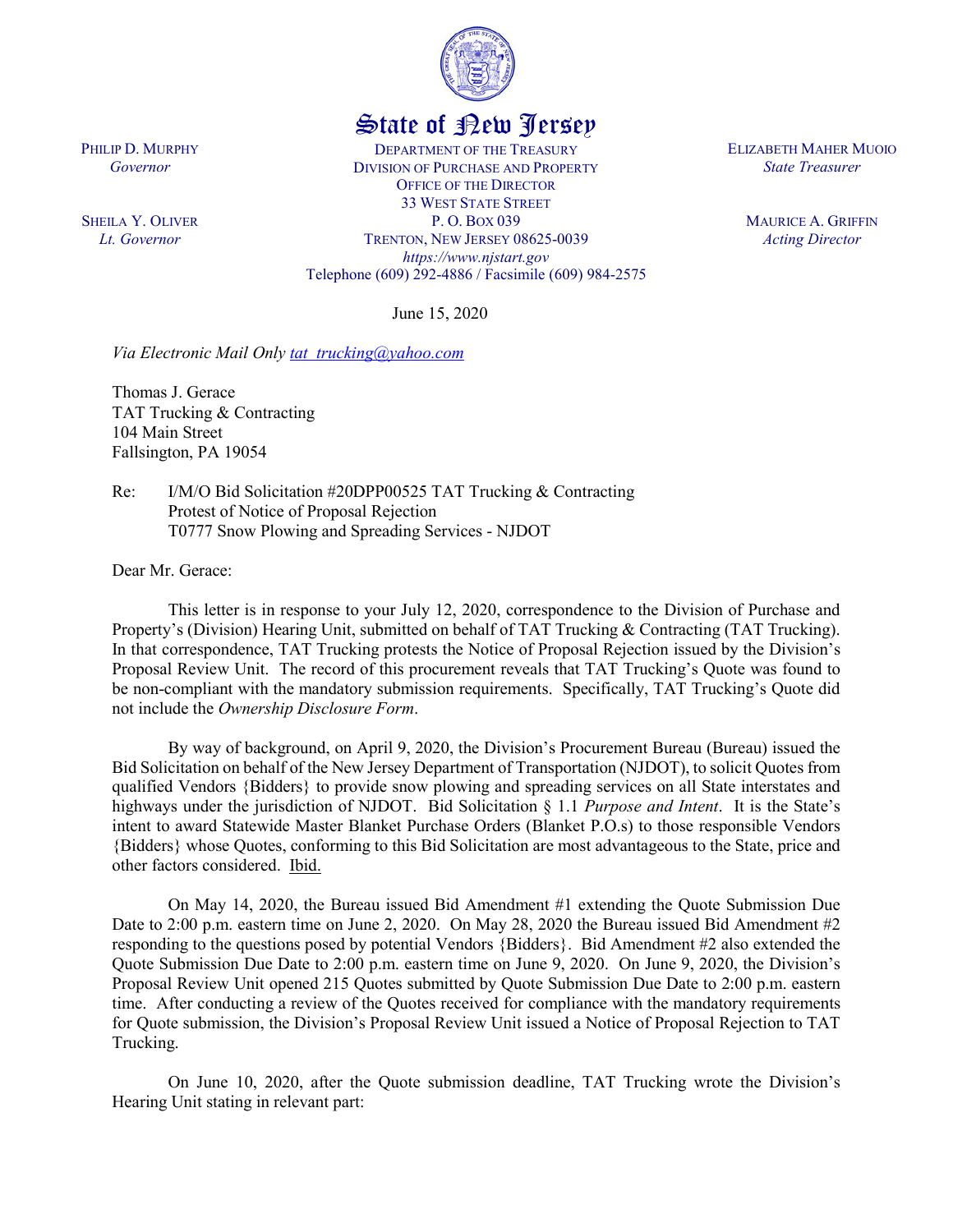# State of New Jersey

PHILIP D. MURPHY
*Governor*

SHEILA Y. OLIVER
*Lt. Governor*

DEPARTMENT OF THE TREASURY
DIVISION OF PURCHASE AND PROPERTY
OFFICE OF THE DIRECTOR
33 WEST STATE STREET
P. O. BOX 039
TRENTON, NEW JERSEY 08625-0039
*https://www.njstart.gov*
Telephone (609) 292-4886 / Facsimile (609) 984-2575

ELIZABETH MAHER MUOIO
*State Treasurer*

MAURICE A. GRIFFIN
*Acting Director*

June 15, 2020

*Via Electronic Mail Only tat_trucking@yahoo.com*

Thomas J. Gerace
TAT Trucking & Contracting
104 Main Street
Fallsington, PA 19054

Re: I/M/O Bid Solicitation #20DPP00525 TAT Trucking & Contracting
Protest of Notice of Proposal Rejection
T0777 Snow Plowing and Spreading Services - NJDOT

Dear Mr. Gerace:

This letter is in response to your July 12, 2020, correspondence to the Division of Purchase and Property's (Division) Hearing Unit, submitted on behalf of TAT Trucking & Contracting (TAT Trucking). In that correspondence, TAT Trucking protests the Notice of Proposal Rejection issued by the Division's Proposal Review Unit. The record of this procurement reveals that TAT Trucking's Quote was found to be non-compliant with the mandatory submission requirements. Specifically, TAT Trucking's Quote did not include the *Ownership Disclosure Form*.

By way of background, on April 9, 2020, the Division's Procurement Bureau (Bureau) issued the Bid Solicitation on behalf of the New Jersey Department of Transportation (NJDOT), to solicit Quotes from qualified Vendors {Bidders} to provide snow plowing and spreading services on all State interstates and highways under the jurisdiction of NJDOT. Bid Solicitation § 1.1 *Purpose and Intent*. It is the State's intent to award Statewide Master Blanket Purchase Orders (Blanket P.O.s) to those responsible Vendors {Bidders} whose Quotes, conforming to this Bid Solicitation are most advantageous to the State, price and other factors considered. Ibid.

On May 14, 2020, the Bureau issued Bid Amendment #1 extending the Quote Submission Due Date to 2:00 p.m. eastern time on June 2, 2020. On May 28, 2020 the Bureau issued Bid Amendment #2 responding to the questions posed by potential Vendors {Bidders}. Bid Amendment #2 also extended the Quote Submission Due Date to 2:00 p.m. eastern time on June 9, 2020. On June 9, 2020, the Division's Proposal Review Unit opened 215 Quotes submitted by Quote Submission Due Date to 2:00 p.m. eastern time. After conducting a review of the Quotes received for compliance with the mandatory requirements for Quote submission, the Division's Proposal Review Unit issued a Notice of Proposal Rejection to TAT Trucking.

On June 10, 2020, after the Quote submission deadline, TAT Trucking wrote the Division's Hearing Unit stating in relevant part: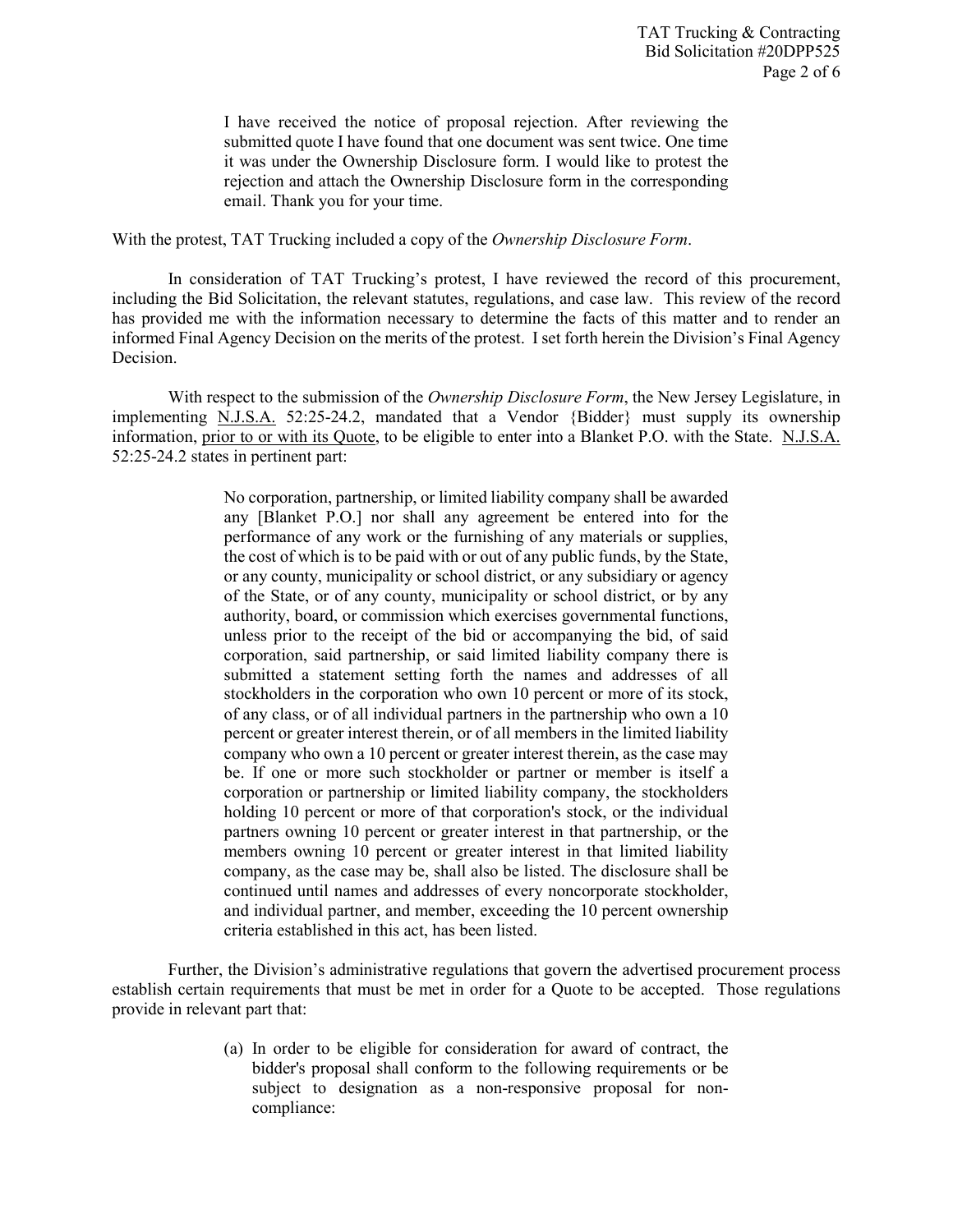> I have received the notice of proposal rejection. After reviewing the submitted quote I have found that one document was sent twice. One time it was under the Ownership Disclosure form. I would like to protest the rejection and attach the Ownership Disclosure form in the corresponding email. Thank you for your time.

With the protest, TAT Trucking included a copy of the *Ownership Disclosure Form*.

In consideration of TAT Trucking's protest, I have reviewed the record of this procurement, including the Bid Solicitation, the relevant statutes, regulations, and case law. This review of the record has provided me with the information necessary to determine the facts of this matter and to render an informed Final Agency Decision on the merits of the protest. I set forth herein the Division's Final Agency Decision.

With respect to the submission of the *Ownership Disclosure Form*, the New Jersey Legislature, in implementing N.J.S.A. 52:25-24.2, mandated that a Vendor {Bidder} must supply its ownership information, prior to or with its Quote, to be eligible to enter into a Blanket P.O. with the State. N.J.S.A. 52:25-24.2 states in pertinent part:

> No corporation, partnership, or limited liability company shall be awarded any [Blanket P.O.] nor shall any agreement be entered into for the performance of any work or the furnishing of any materials or supplies, the cost of which is to be paid with or out of any public funds, by the State, or any county, municipality or school district, or any subsidiary or agency of the State, or of any county, municipality or school district, or by any authority, board, or commission which exercises governmental functions, unless prior to the receipt of the bid or accompanying the bid, of said corporation, said partnership, or said limited liability company there is submitted a statement setting forth the names and addresses of all stockholders in the corporation who own 10 percent or more of its stock, of any class, or of all individual partners in the partnership who own a 10 percent or greater interest therein, or of all members in the limited liability company who own a 10 percent or greater interest therein, as the case may be. If one or more such stockholder or partner or member is itself a corporation or partnership or limited liability company, the stockholders holding 10 percent or more of that corporation's stock, or the individual partners owning 10 percent or greater interest in that partnership, or the members owning 10 percent or greater interest in that limited liability company, as the case may be, shall also be listed. The disclosure shall be continued until names and addresses of every noncorporate stockholder, and individual partner, and member, exceeding the 10 percent ownership criteria established in this act, has been listed.

Further, the Division's administrative regulations that govern the advertised procurement process establish certain requirements that must be met in order for a Quote to be accepted. Those regulations provide in relevant part that:

> (a) In order to be eligible for consideration for award of contract, the bidder's proposal shall conform to the following requirements or be subject to designation as a non-responsive proposal for non-compliance: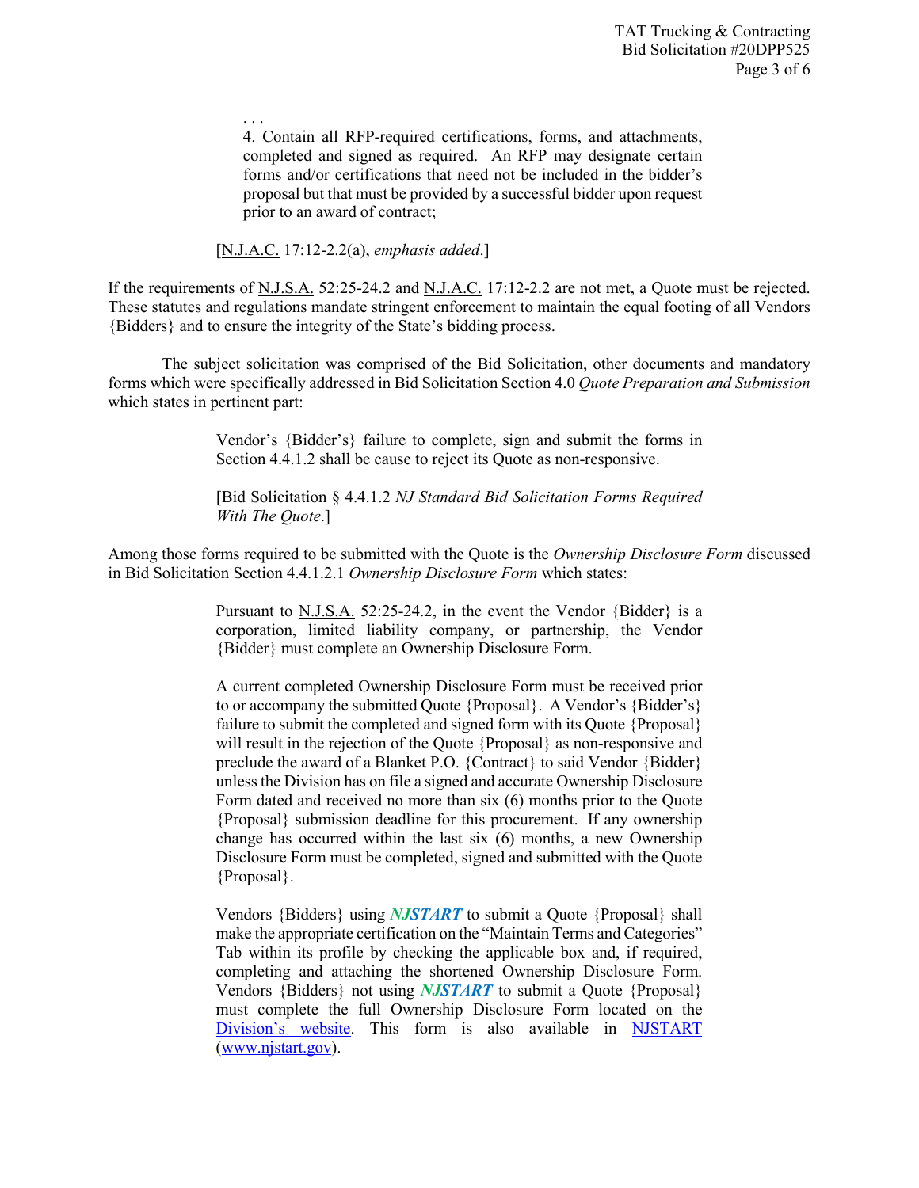> . . .
> 4. Contain all RFP-required certifications, forms, and attachments, completed and signed as required. An RFP may designate certain forms and/or certifications that need not be included in the bidder's proposal but that must be provided by a successful bidder upon request prior to an award of contract;
>
> [N.J.A.C. 17:12-2.2(a), *emphasis added*.]

If the requirements of N.J.S.A. 52:25-24.2 and N.J.A.C. 17:12-2.2 are not met, a Quote must be rejected. These statutes and regulations mandate stringent enforcement to maintain the equal footing of all Vendors {Bidders} and to ensure the integrity of the State's bidding process.

The subject solicitation was comprised of the Bid Solicitation, other documents and mandatory forms which were specifically addressed in Bid Solicitation Section 4.0 *Quote Preparation and Submission* which states in pertinent part:

> Vendor's {Bidder's} failure to complete, sign and submit the forms in Section 4.4.1.2 shall be cause to reject its Quote as non-responsive.
>
> [Bid Solicitation § 4.4.1.2 *NJ Standard Bid Solicitation Forms Required With The Quote*.]

Among those forms required to be submitted with the Quote is the *Ownership Disclosure Form* discussed in Bid Solicitation Section 4.4.1.2.1 *Ownership Disclosure Form* which states:

> Pursuant to N.J.S.A. 52:25-24.2, in the event the Vendor {Bidder} is a corporation, limited liability company, or partnership, the Vendor {Bidder} must complete an Ownership Disclosure Form.
>
> A current completed Ownership Disclosure Form must be received prior to or accompany the submitted Quote {Proposal}. A Vendor's {Bidder's} failure to submit the completed and signed form with its Quote {Proposal} will result in the rejection of the Quote {Proposal} as non-responsive and preclude the award of a Blanket P.O. {Contract} to said Vendor {Bidder} unless the Division has on file a signed and accurate Ownership Disclosure Form dated and received no more than six (6) months prior to the Quote {Proposal} submission deadline for this procurement. If any ownership change has occurred within the last six (6) months, a new Ownership Disclosure Form must be completed, signed and submitted with the Quote {Proposal}.
>
> Vendors {Bidders} using ***NJSTART*** to submit a Quote {Proposal} shall make the appropriate certification on the "Maintain Terms and Categories" Tab within its profile by checking the applicable box and, if required, completing and attaching the shortened Ownership Disclosure Form. Vendors {Bidders} not using ***NJSTART*** to submit a Quote {Proposal} must complete the full Ownership Disclosure Form located on the Division's website. This form is also available in NJSTART (www.njstart.gov).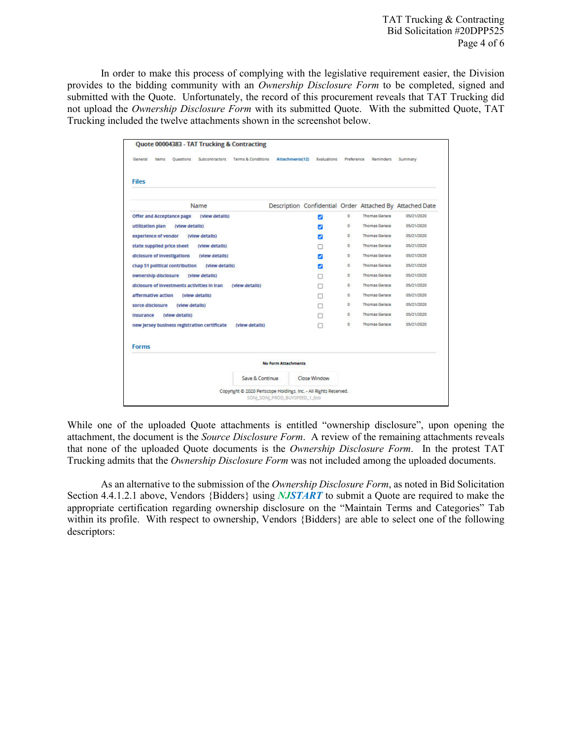In order to make this process of complying with the legislative requirement easier, the Division provides to the bidding community with an *Ownership Disclosure Form* to be completed, signed and submitted with the Quote. Unfortunately, the record of this procurement reveals that TAT Trucking did not upload the *Ownership Disclosure Form* with its submitted Quote. With the submitted Quote, TAT Trucking included the twelve attachments shown in the screenshot below.

**Quote 00004383 - TAT Trucking & Contracting**

General | Items | Questions | Subcontractors | Terms & Conditions | **Attachments(12)** | Evaluations | Preference | Reminders | Summary

**Files**

| Name | Description | Confidential | Order | Attached By | Attached Date |
|---|---|---|---|---|---|
| Offer and Acceptance page (view details) | | ☑ | 0 | Thomas Gerace | 05/21/2020 |
| utilization plan (view details) | | ☑ | 0 | Thomas Gerace | 05/21/2020 |
| experience of vendor (view details) | | ☑ | 0 | Thomas Gerace | 05/21/2020 |
| state supplied price sheet (view details) | | ☐ | 0 | Thomas Gerace | 05/21/2020 |
| diclosure of investigations (view details) | | ☑ | 0 | Thomas Gerace | 05/21/2020 |
| chap 51 political contribution (view details) | | ☑ | 0 | Thomas Gerace | 05/21/2020 |
| ownership disclosure (view details) | | ☐ | 0 | Thomas Gerace | 05/21/2020 |
| diclosure of investments activities in Iran (view details) | | ☐ | 0 | Thomas Gerace | 05/21/2020 |
| affermative action (view details) | | ☐ | 0 | Thomas Gerace | 05/21/2020 |
| sorce disclosure (view details) | | ☐ | 0 | Thomas Gerace | 05/21/2020 |
| Insurance (view details) | | ☐ | 0 | Thomas Gerace | 05/21/2020 |
| new jersey business registration certificate (view details) | | ☐ | 0 | Thomas Gerace | 05/21/2020 |

**Forms**

No Form Attachments

Save & Continue | Close Window

Copyright © 2020 Periscope Holdings, Inc. - All Rights Reserved.
SONJ_SONJ_PROD_BUYSPEED_1_bso

While one of the uploaded Quote attachments is entitled "ownership disclosure", upon opening the attachment, the document is the *Source Disclosure Form*. A review of the remaining attachments reveals that none of the uploaded Quote documents is the *Ownership Disclosure Form*. In the protest TAT Trucking admits that the *Ownership Disclosure Form* was not included among the uploaded documents.

As an alternative to the submission of the *Ownership Disclosure Form*, as noted in Bid Solicitation Section 4.4.1.2.1 above, Vendors {Bidders} using ***NJSTART*** to submit a Quote are required to make the appropriate certification regarding ownership disclosure on the "Maintain Terms and Categories" Tab within its profile. With respect to ownership, Vendors {Bidders} are able to select one of the following descriptors: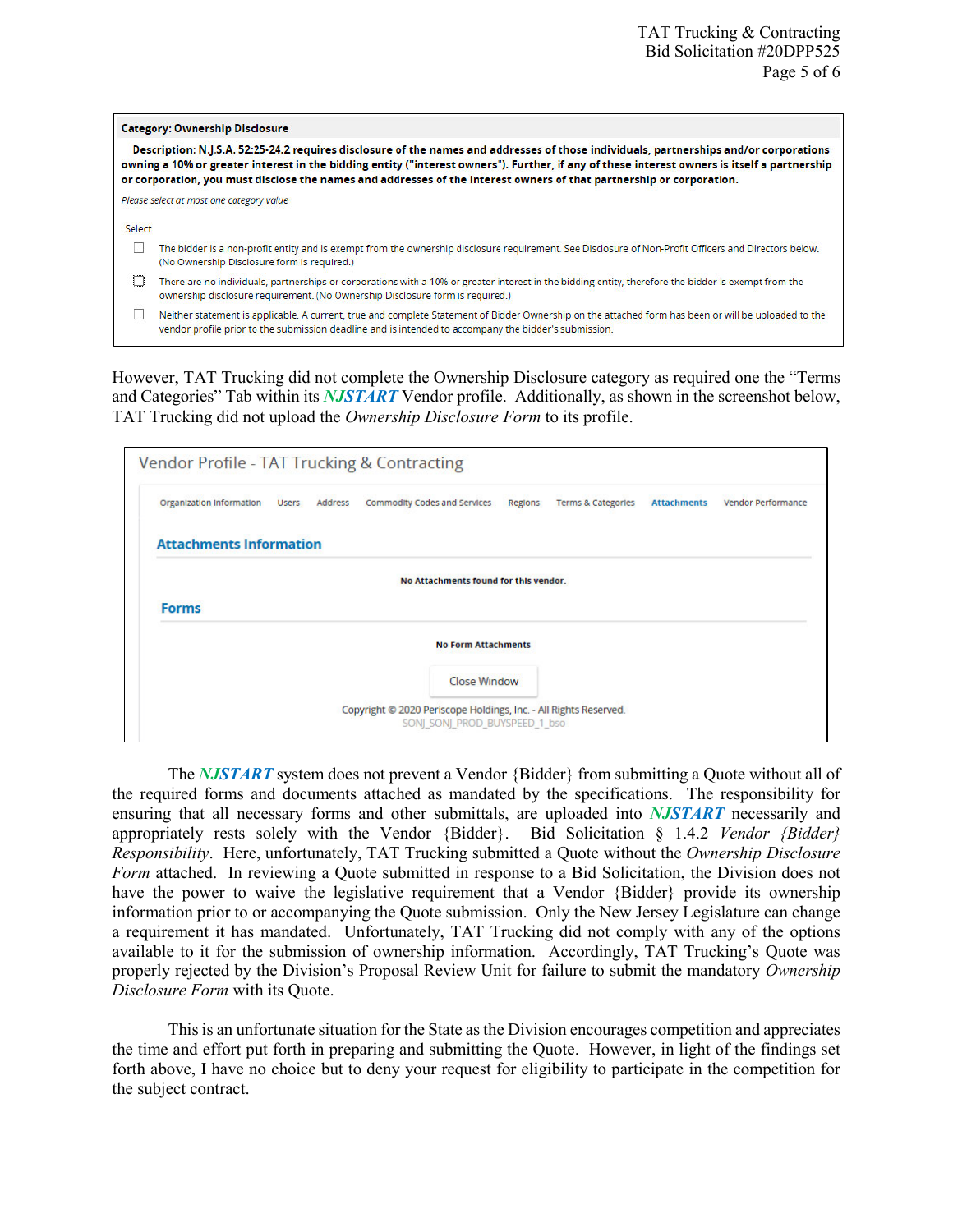**Category: Ownership Disclosure**

**Description: N.J.S.A. 52:25-24.2 requires disclosure of the names and addresses of those individuals, partnerships and/or corporations owning a 10% or greater interest in the bidding entity ("interest owners"). Further, if any of these interest owners is itself a partnership or corporation, you must disclose the names and addresses of the interest owners of that partnership or corporation.**

*Please select at most one category value*

Select

- ☐ The bidder is a non-profit entity and is exempt from the ownership disclosure requirement. See Disclosure of Non-Profit Officers and Directors below. (No Ownership Disclosure form is required.)
- ☐ There are no individuals, partnerships or corporations with a 10% or greater interest in the bidding entity, therefore the bidder is exempt from the ownership disclosure requirement. (No Ownership Disclosure form is required.)
- ☐ Neither statement is applicable. A current, true and complete Statement of Bidder Ownership on the attached form has been or will be uploaded to the vendor profile prior to the submission deadline and is intended to accompany the bidder's submission.

However, TAT Trucking did not complete the Ownership Disclosure category as required one the "Terms and Categories" Tab within its ***NJSTART*** Vendor profile. Additionally, as shown in the screenshot below, TAT Trucking did not upload the *Ownership Disclosure Form* to its profile.

Vendor Profile - TAT Trucking & Contracting

Organization Information | Users | Address | Commodity Codes and Services | Regions | Terms & Categories | **Attachments** | Vendor Performance

**Attachments Information**

**No Attachments found for this vendor.**

**Forms**

**No Form Attachments**

Close Window

Copyright © 2020 Periscope Holdings, Inc. - All Rights Reserved.
SONJ_SONJ_PROD_BUYSPEED_1_bso

The ***NJSTART*** system does not prevent a Vendor {Bidder} from submitting a Quote without all of the required forms and documents attached as mandated by the specifications. The responsibility for ensuring that all necessary forms and other submittals, are uploaded into ***NJSTART*** necessarily and appropriately rests solely with the Vendor {Bidder}. Bid Solicitation § 1.4.2 *Vendor {Bidder} Responsibility*. Here, unfortunately, TAT Trucking submitted a Quote without the *Ownership Disclosure Form* attached. In reviewing a Quote submitted in response to a Bid Solicitation, the Division does not have the power to waive the legislative requirement that a Vendor {Bidder} provide its ownership information prior to or accompanying the Quote submission. Only the New Jersey Legislature can change a requirement it has mandated. Unfortunately, TAT Trucking did not comply with any of the options available to it for the submission of ownership information. Accordingly, TAT Trucking's Quote was properly rejected by the Division's Proposal Review Unit for failure to submit the mandatory *Ownership Disclosure Form* with its Quote.

This is an unfortunate situation for the State as the Division encourages competition and appreciates the time and effort put forth in preparing and submitting the Quote. However, in light of the findings set forth above, I have no choice but to deny your request for eligibility to participate in the competition for the subject contract.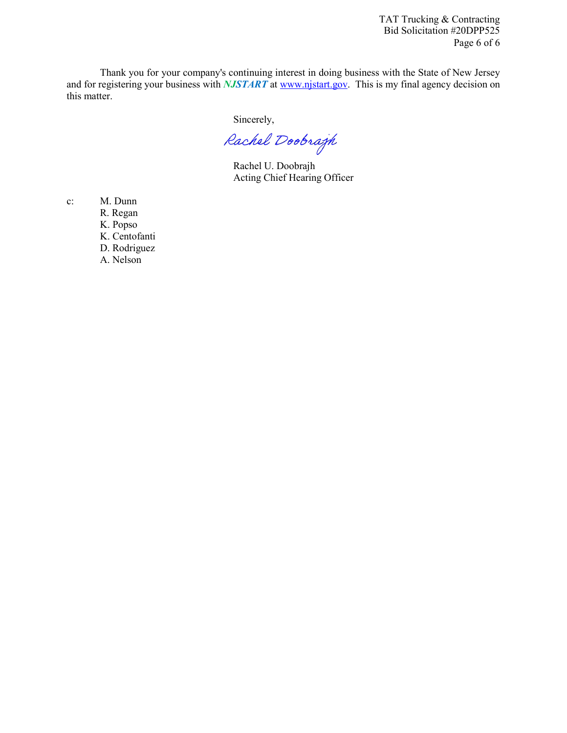Thank you for your company's continuing interest in doing business with the State of New Jersey and for registering your business with ***NJSTART*** at www.njstart.gov. This is my final agency decision on this matter.

Sincerely,

Rachel Doobrajh

Rachel U. Doobrajh
Acting Chief Hearing Officer

c: M. Dunn
R. Regan
K. Popso
K. Centofanti
D. Rodriguez
A. Nelson